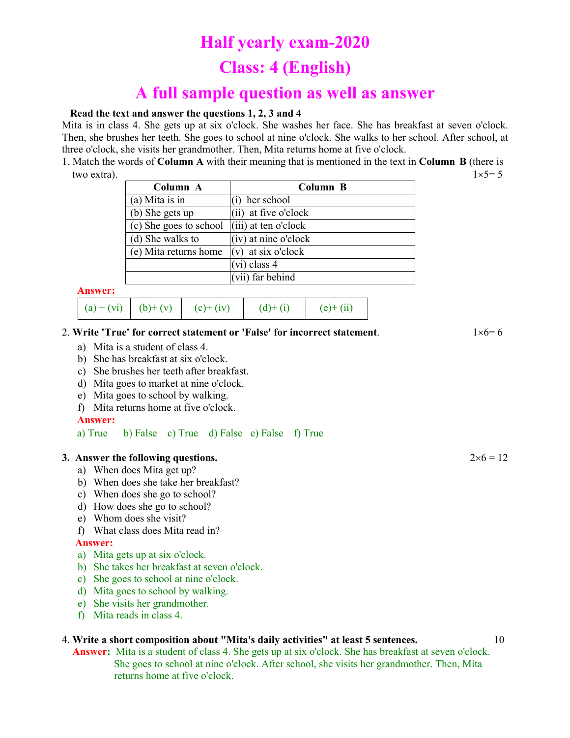# Half yearly exam-2020

# Class: 4 (English)

# A full sample question as well as answer

**Read the text and answer the questions 1, 2, 3 and 4**

Mita is in class 4. She gets up at six o'clock. She washes her face. She has breakfast at seven o'clock. Then, she brushes her teeth. She goes to school at nine o'clock. She walks to her school. After school, at three o'clock, she visits her grandmother. Then, Mita returns home at five o'clock.

1. Match the words of **Column A** with their meaning that is mentioned in the text in **Column B** (there is two extra). 1×5= 5

| Column A | Column B |
|---|---|
| (a) Mita is in | (i) her school |
| (b) She gets up | (ii) at five o'clock |
| (c) She goes to school | (iii) at ten o'clock |
| (d) She walks to | (iv) at nine o'clock |
| (e) Mita returns home | (v) at six o'clock |
| | (vi) class 4 |
| | (vii) far behind |

**Answer:**

| (a) + (vi) | (b)+ (v) | (c)+ (iv) | (d)+ (i) | (e)+ (ii) |
|---|---|---|---|---|

2. **Write 'True' for correct statement or 'False' for incorrect statement**. 1×6= 6

   a) Mita is a student of class 4.
   b) She has breakfast at six o'clock.
   c) She brushes her teeth after breakfast.
   d) Mita goes to market at nine o'clock.
   e) Mita goes to school by walking.
   f) Mita returns home at five o'clock.

   **Answer:**

   a) True  b) False  c) True  d) False  e) False  f) True

3. **Answer the following questions.** 2×6 = 12

   a) When does Mita get up?
   b) When does she take her breakfast?
   c) When does she go to school?
   d) How does she go to school?
   e) Whom does she visit?
   f) What class does Mita read in?

   **Answer:**

   a) Mita gets up at six o'clock.
   b) She takes her breakfast at seven o'clock.
   c) She goes to school at nine o'clock.
   d) Mita goes to school by walking.
   e) She visits her grandmother.
   f) Mita reads in class 4.

4. **Write a short composition about "Mita's daily activities" at least 5 sentences.** 10

   **Answer:** Mita is a student of class 4. She gets up at six o'clock. She has breakfast at seven o'clock. She goes to school at nine o'clock. After school, she visits her grandmother. Then, Mita returns home at five o'clock.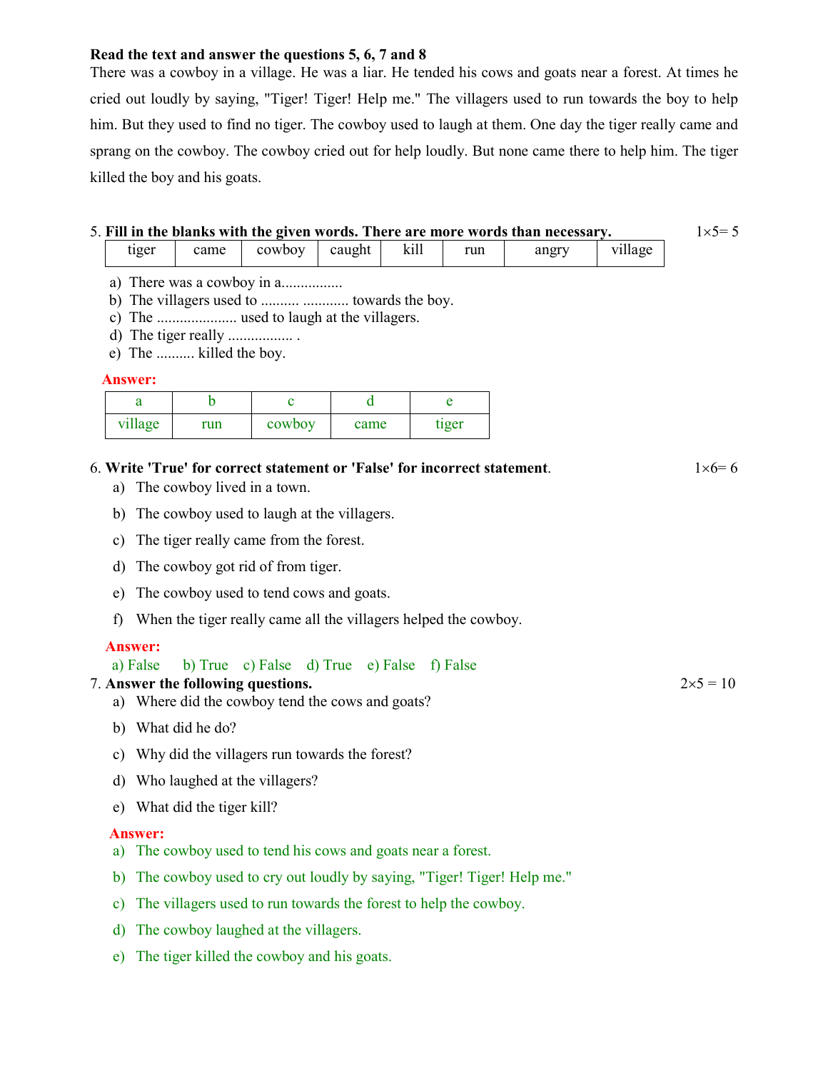**Read the text and answer the questions 5, 6, 7 and 8**

There was a cowboy in a village. He was a liar. He tended his cows and goats near a forest. At times he cried out loudly by saying, "Tiger! Tiger! Help me." The villagers used to run towards the boy to help him. But they used to find no tiger. The cowboy used to laugh at them. One day the tiger really came and sprang on the cowboy. The cowboy cried out for help loudly. But none came there to help him. The tiger killed the boy and his goats.

5. **Fill in the blanks with the given words. There are more words than necessary.** 1×5= 5

| tiger | came | cowboy | caught | kill | run | angry | village |
|---|---|---|---|---|---|---|---|

a) There was a cowboy in a................
b) The villagers used to .......... ............ towards the boy.
c) The ..................... used to laugh at the villagers.
d) The tiger really ................. .
e) The .......... killed the boy.

**Answer:**

| a | b | c | d | e |
|---|---|---|---|---|
| village | run | cowboy | came | tiger |

6. **Write 'True' for correct statement or 'False' for incorrect statement**. 1×6= 6

a) The cowboy lived in a town.
b) The cowboy used to laugh at the villagers.
c) The tiger really came from the forest.
d) The cowboy got rid of from tiger.
e) The cowboy used to tend cows and goats.
f) When the tiger really came all the villagers helped the cowboy.

**Answer:**
a) False b) True c) False d) True e) False f) False

7. **Answer the following questions.** 2×5 = 10

a) Where did the cowboy tend the cows and goats?
b) What did he do?
c) Why did the villagers run towards the forest?
d) Who laughed at the villagers?
e) What did the tiger kill?

**Answer:**

a) The cowboy used to tend his cows and goats near a forest.
b) The cowboy used to cry out loudly by saying, "Tiger! Tiger! Help me."
c) The villagers used to run towards the forest to help the cowboy.
d) The cowboy laughed at the villagers.
e) The tiger killed the cowboy and his goats.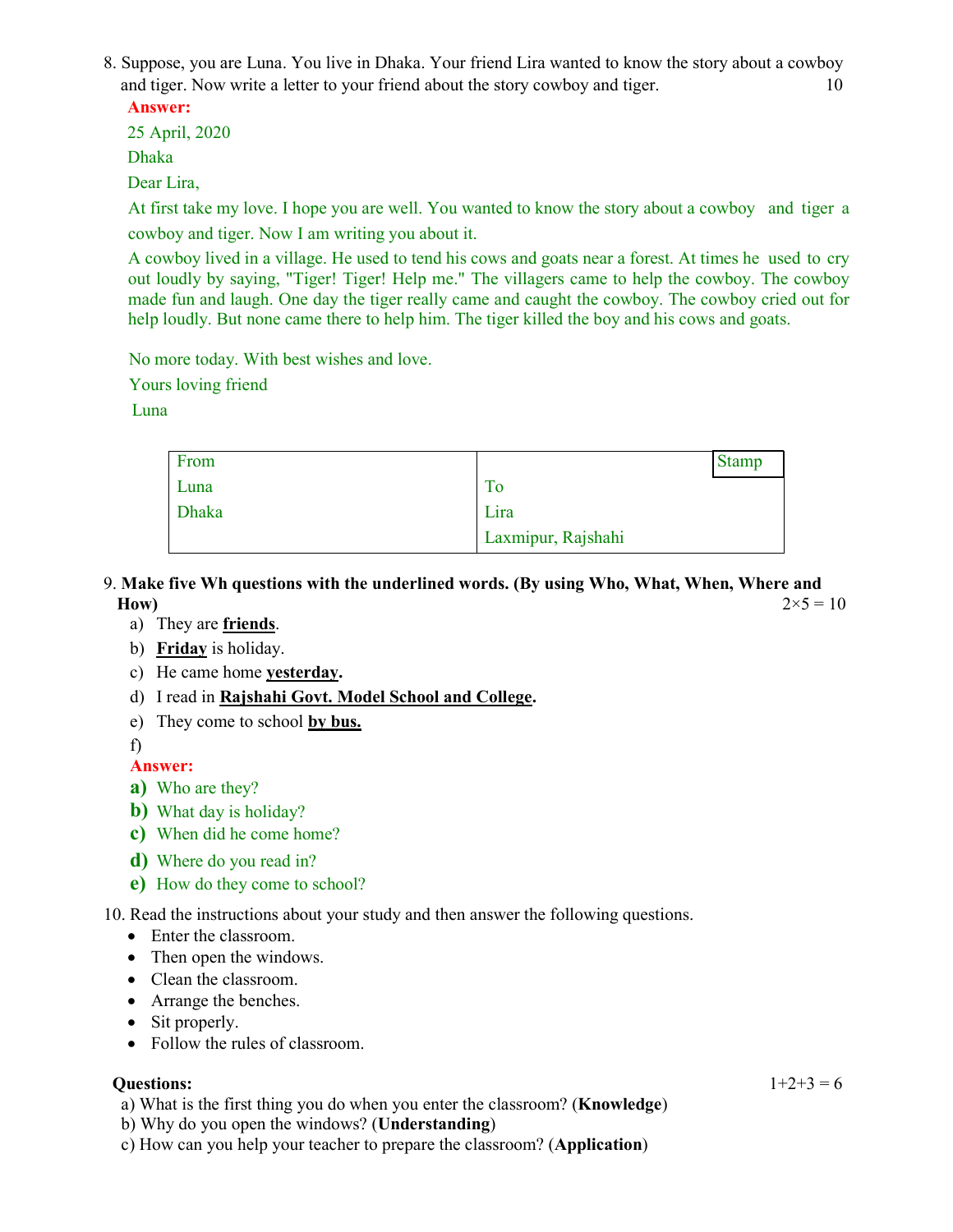8. Suppose, you are Luna. You live in Dhaka. Your friend Lira wanted to know the story about a cowboy and tiger. Now write a letter to your friend about the story cowboy and tiger. 10

**Answer:**

25 April, 2020

Dhaka

Dear Lira,

At first take my love. I hope you are well. You wanted to know the story about a cowboy and tiger a cowboy and tiger. Now I am writing you about it.

A cowboy lived in a village. He used to tend his cows and goats near a forest. At times he used to cry out loudly by saying, "Tiger! Tiger! Help me." The villagers came to help the cowboy. The cowboy made fun and laugh. One day the tiger really came and caught the cowboy. The cowboy cried out for help loudly. But none came there to help him. The tiger killed the boy and his cows and goats.

No more today. With best wishes and love.

Yours loving friend

Luna

| From | Stamp |
|---|---|
| Luna | To |
| Dhaka | Lira |
| | Laxmipur, Rajshahi |

9. **Make five Wh questions with the underlined words. (By using Who, What, When, Where and How)** 2×5 = 10

a) They are **friends**.

b) **Friday** is holiday.

c) He came home **yesterday.**

d) I read in **Rajshahi Govt. Model School and College**.

e) They come to school **by bus.**

f)

**Answer:**

**a)** Who are they?

**b)** What day is holiday?

**c)** When did he come home?

**d)** Where do you read in?

**e)** How do they come to school?

10. Read the instructions about your study and then answer the following questions.

- Enter the classroom.
- Then open the windows.
- Clean the classroom.
- Arrange the benches.
- Sit properly.
- Follow the rules of classroom.

**Questions:** 1+2+3 = 6

a) What is the first thing you do when you enter the classroom? (**Knowledge**)

b) Why do you open the windows? (**Understanding**)

c) How can you help your teacher to prepare the classroom? (**Application**)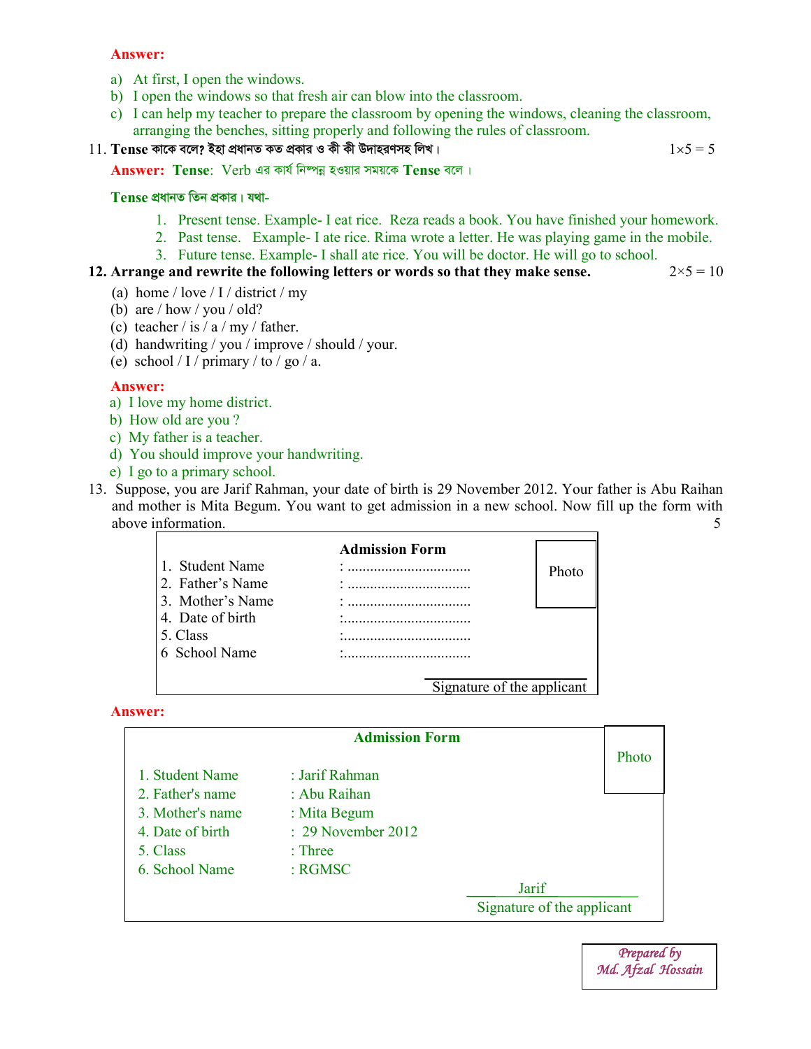**Answer:**

a) At first, I open the windows.
b) I open the windows so that fresh air can blow into the classroom.
c) I can help my teacher to prepare the classroom by opening the windows, cleaning the classroom, arranging the benches, sitting properly and following the rules of classroom.

11. **Tense কাকে বলে? ইহা প্রধানত কত প্রকার ও কী কী উদাহরণসহ লিখ।** 1×5 = 5

**Answer: Tense**: Verb এর কার্য নিষ্পন্ন হওয়ার সময়কে **Tense** বলে।

**Tense প্রধানত তিন প্রকার। যথা-**

1. Present tense. Example- I eat rice. Reza reads a book. You have finished your homework.
2. Past tense. Example- I ate rice. Rima wrote a letter. He was playing game in the mobile.
3. Future tense. Example- I shall ate rice. You will be doctor. He will go to school.

**12. Arrange and rewrite the following letters or words so that they make sense.** 2×5 = 10

(a) home / love / I / district / my
(b) are / how / you / old?
(c) teacher / is / a / my / father.
(d) handwriting / you / improve / should / your.
(e) school / I / primary / to / go / a.

**Answer:**

a) I love my home district.
b) How old are you ?
c) My father is a teacher.
d) You should improve your handwriting.
e) I go to a primary school.

13. Suppose, you are Jarif Rahman, your date of birth is 29 November 2012. Your father is Abu Raihan and mother is Mita Begum. You want to get admission in a new school. Now fill up the form with above information. 5

**Admission Form**

| | | |
|---|---|---|
| 1. Student Name | : ................................ | Photo |
| 2. Father's Name | : ................................ | |
| 3. Mother's Name | : ................................ | |
| 4. Date of birth | :................................ | |
| 5. Class | :................................ | |
| 6 School Name | :................................ | |

Signature of the applicant

**Answer:**

**Admission Form**

| | | |
|---|---|---|
| 1. Student Name | : Jarif Rahman | Photo |
| 2. Father's name | : Abu Raihan | |
| 3. Mother's name | : Mita Begum | |
| 4. Date of birth | : 29 November 2012 | |
| 5. Class | : Three | |
| 6. School Name | : RGMSC | |

Jarif

Signature of the applicant

*Prepared by*
*Md. Afzal Hossain*